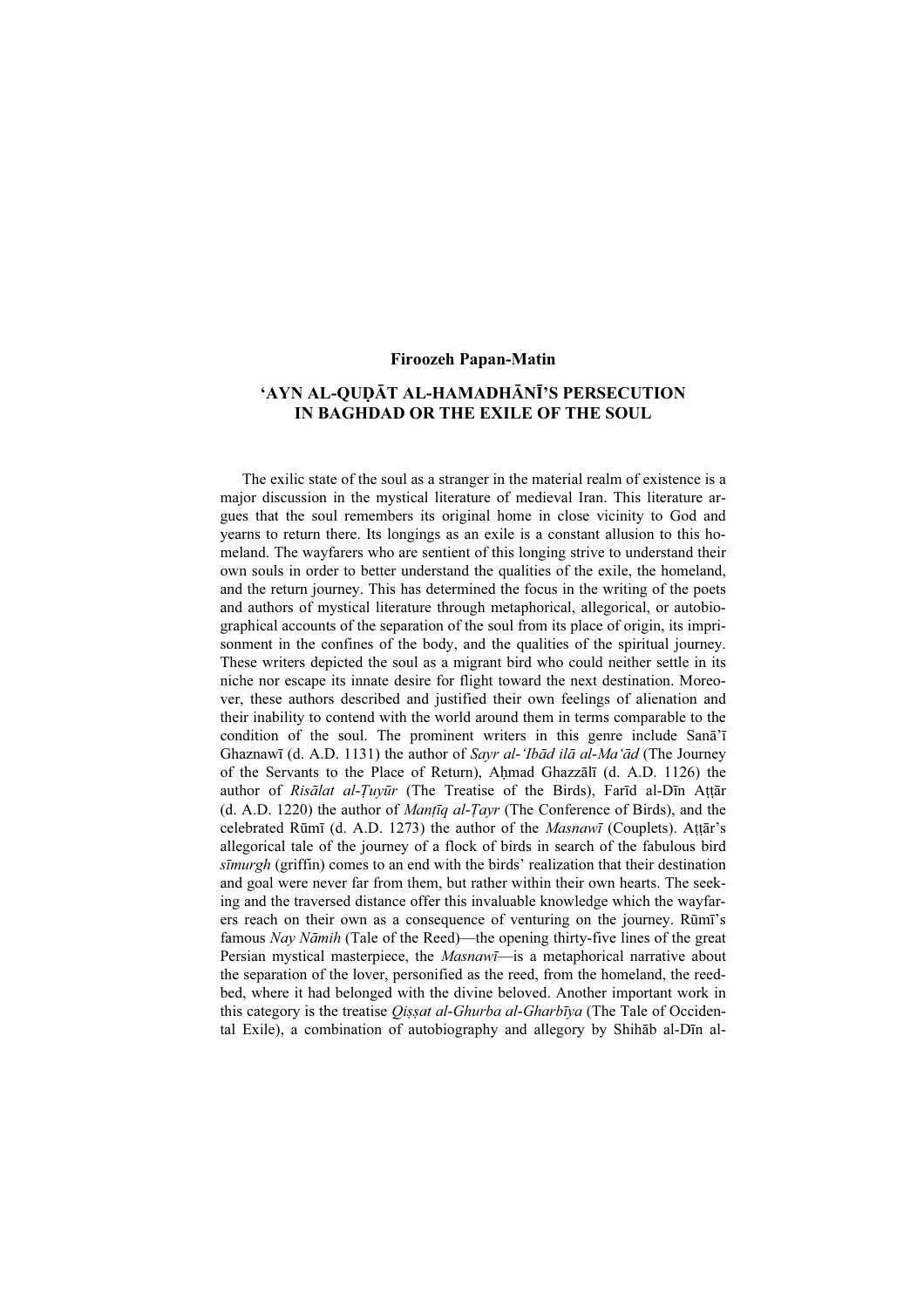**Firoozeh Papan-Matin**

# ʻAYN AL-QUḌĀT AL-HAMADHĀNĪ'S PERSECUTION IN BAGHDAD OR THE EXILE OF THE SOUL

The exilic state of the soul as a stranger in the material realm of existence is a major discussion in the mystical literature of medieval Iran. This literature argues that the soul remembers its original home in close vicinity to God and yearns to return there. Its longings as an exile is a constant allusion to this homeland. The wayfarers who are sentient of this longing strive to understand their own souls in order to better understand the qualities of the exile, the homeland, and the return journey. This has determined the focus in the writing of the poets and authors of mystical literature through metaphorical, allegorical, or autobiographical accounts of the separation of the soul from its place of origin, its imprisonment in the confines of the body, and the qualities of the spiritual journey. These writers depicted the soul as a migrant bird who could neither settle in its niche nor escape its innate desire for flight toward the next destination. Moreover, these authors described and justified their own feelings of alienation and their inability to contend with the world around them in terms comparable to the condition of the soul. The prominent writers in this genre include Sanāʼī Ghaznawī (d. A.D. 1131) the author of *Sayr al-ʻIbād ilā al-Maʻād* (The Journey of the Servants to the Place of Return), Aḥmad Ghazzālī (d. A.D. 1126) the author of *Risālat al-Ṭuyūr* (The Treatise of the Birds), Farīd al-Dīn Aṭṭār (d. A.D. 1220) the author of *Manṭiq al-Ṭayr* (The Conference of Birds), and the celebrated Rūmī (d. A.D. 1273) the author of the *Masnawī* (Couplets). Aṭṭār's allegorical tale of the journey of a flock of birds in search of the fabulous bird *sīmurgh* (griffin) comes to an end with the birds' realization that their destination and goal were never far from them, but rather within their own hearts. The seeking and the traversed distance offer this invaluable knowledge which the wayfarers reach on their own as a consequence of venturing on the journey. Rūmī's famous *Nay Nāmih* (Tale of the Reed)—the opening thirty-five lines of the great Persian mystical masterpiece, the *Masnawī*—is a metaphorical narrative about the separation of the lover, personified as the reed, from the homeland, the reed-bed, where it had belonged with the divine beloved. Another important work in this category is the treatise *Qiṣṣat al-Ghurba al-Gharbīya* (The Tale of Occidental Exile), a combination of autobiography and allegory by Shihāb al-Dīn al-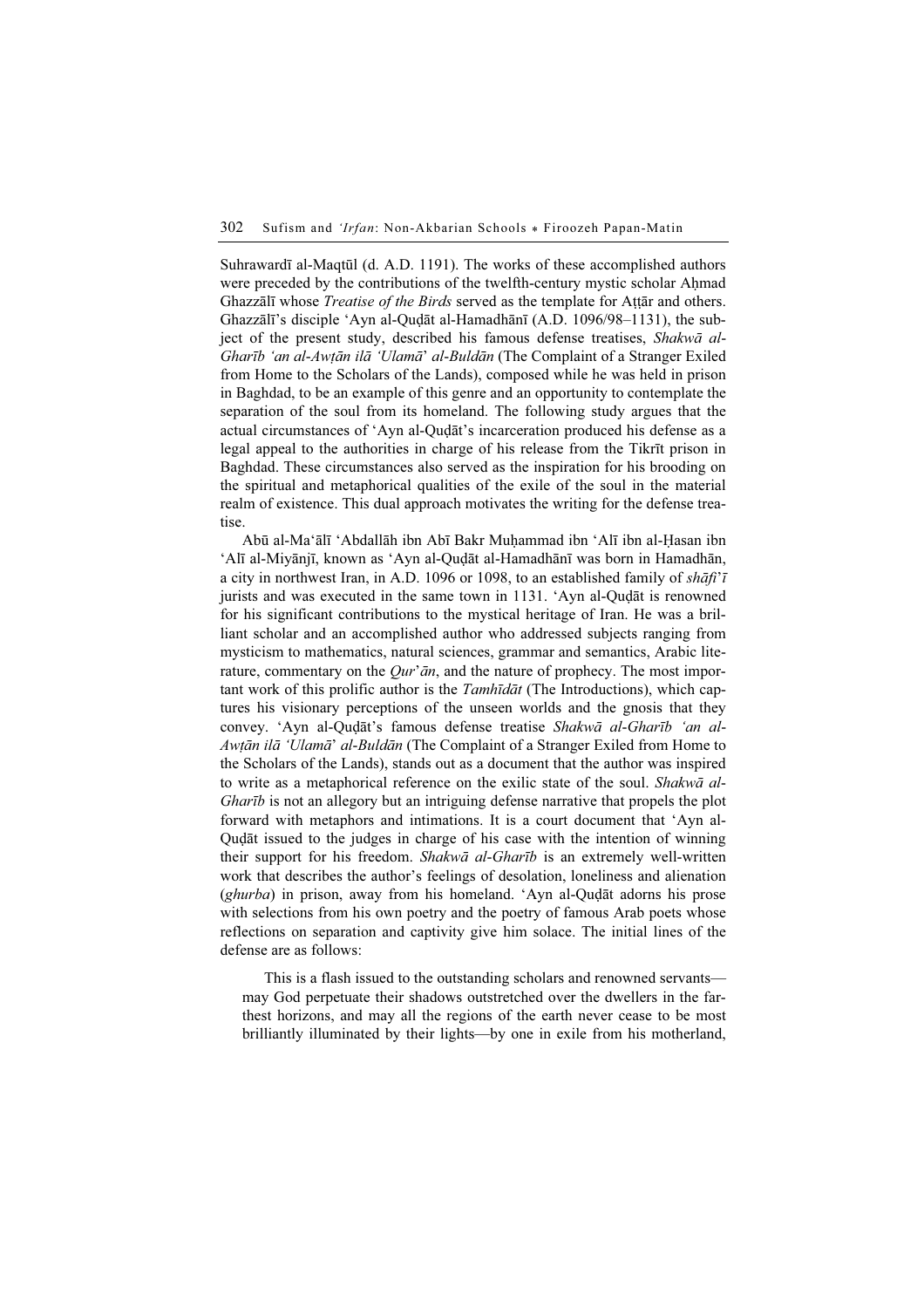Suhrawardī al-Maqtūl (d. A.D. 1191). The works of these accomplished authors were preceded by the contributions of the twelfth-century mystic scholar Aḥmad Ghazzālī whose *Treatise of the Birds* served as the template for Aṭṭār and others. Ghazzālī's disciple 'Ayn al-Quḍāt al-Hamadhānī (A.D. 1096/98–1131), the subject of the present study, described his famous defense treatises, *Shakwā al-Gharīb 'an al-Awṭān ilā 'Ulamā' al-Buldān* (The Complaint of a Stranger Exiled from Home to the Scholars of the Lands), composed while he was held in prison in Baghdad, to be an example of this genre and an opportunity to contemplate the separation of the soul from its homeland. The following study argues that the actual circumstances of 'Ayn al-Quḍāt's incarceration produced his defense as a legal appeal to the authorities in charge of his release from the Tikrīt prison in Baghdad. These circumstances also served as the inspiration for his brooding on the spiritual and metaphorical qualities of the exile of the soul in the material realm of existence. This dual approach motivates the writing for the defense treatise.

Abū al-Ma'ālī 'Abdallāh ibn Abī Bakr Muḥammad ibn 'Alī ibn al-Ḥasan ibn 'Alī al-Miyānjī, known as 'Ayn al-Quḍāt al-Hamadhānī was born in Hamadhān, a city in northwest Iran, in A.D. 1096 or 1098, to an established family of *shāfi'ī* jurists and was executed in the same town in 1131. 'Ayn al-Quḍāt is renowned for his significant contributions to the mystical heritage of Iran. He was a brilliant scholar and an accomplished author who addressed subjects ranging from mysticism to mathematics, natural sciences, grammar and semantics, Arabic literature, commentary on the *Qur'ān*, and the nature of prophecy. The most important work of this prolific author is the *Tamhīdāt* (The Introductions), which captures his visionary perceptions of the unseen worlds and the gnosis that they convey. 'Ayn al-Quḍāt's famous defense treatise *Shakwā al-Gharīb 'an al-Awṭān ilā 'Ulamā' al-Buldān* (The Complaint of a Stranger Exiled from Home to the Scholars of the Lands), stands out as a document that the author was inspired to write as a metaphorical reference on the exilic state of the soul. *Shakwā al-Gharīb* is not an allegory but an intriguing defense narrative that propels the plot forward with metaphors and intimations. It is a court document that 'Ayn al-Quḍāt issued to the judges in charge of his case with the intention of winning their support for his freedom. *Shakwā al-Gharīb* is an extremely well-written work that describes the author's feelings of desolation, loneliness and alienation (*ghurba*) in prison, away from his homeland. 'Ayn al-Quḍāt adorns his prose with selections from his own poetry and the poetry of famous Arab poets whose reflections on separation and captivity give him solace. The initial lines of the defense are as follows:

> This is a flash issued to the outstanding scholars and renowned servants—may God perpetuate their shadows outstretched over the dwellers in the farthest horizons, and may all the regions of the earth never cease to be most brilliantly illuminated by their lights—by one in exile from his motherland,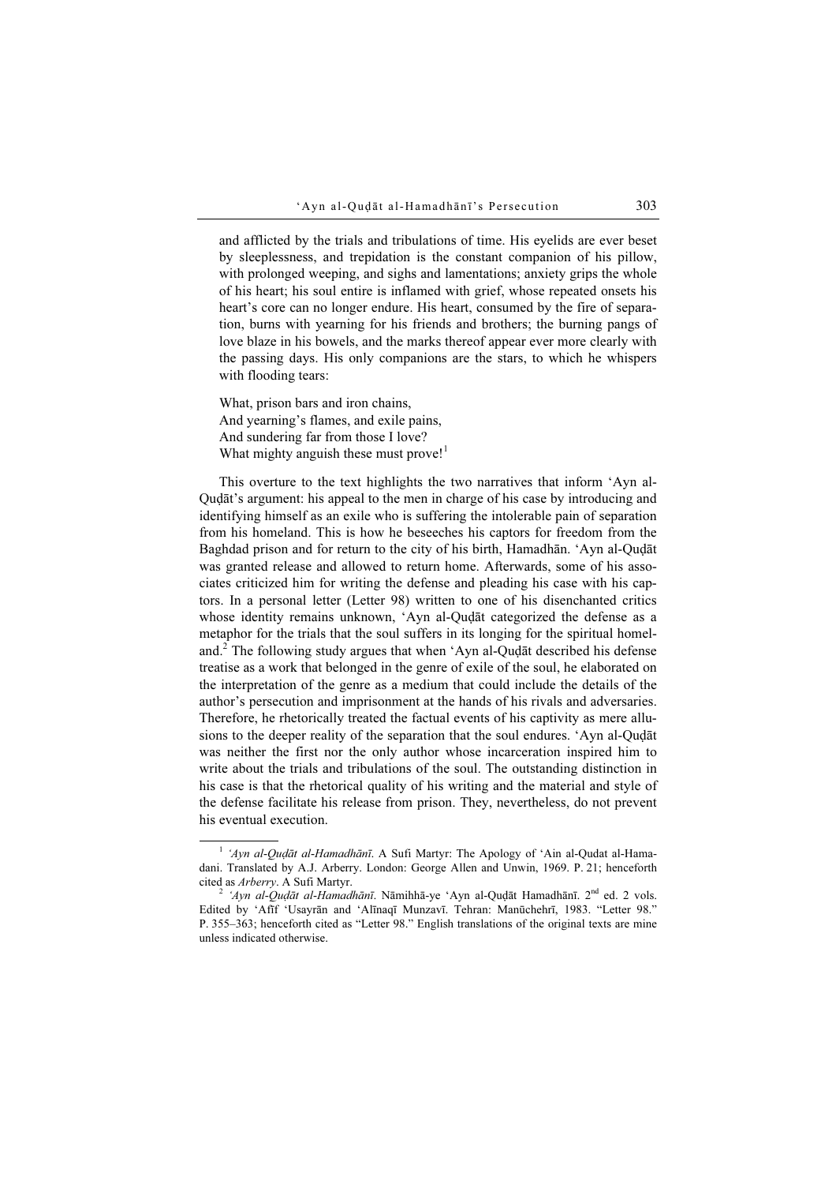and afflicted by the trials and tribulations of time. His eyelids are ever beset by sleeplessness, and trepidation is the constant companion of his pillow, with prolonged weeping, and sighs and lamentations; anxiety grips the whole of his heart; his soul entire is inflamed with grief, whose repeated onsets his heart's core can no longer endure. His heart, consumed by the fire of separation, burns with yearning for his friends and brothers; the burning pangs of love blaze in his bowels, and the marks thereof appear ever more clearly with the passing days. His only companions are the stars, to which he whispers with flooding tears:

> What, prison bars and iron chains,
> And yearning's flames, and exile pains,
> And sundering far from those I love?
> What mighty anguish these must prove![1]

This overture to the text highlights the two narratives that inform 'Ayn al-Quḍāt's argument: his appeal to the men in charge of his case by introducing and identifying himself as an exile who is suffering the intolerable pain of separation from his homeland. This is how he beseeches his captors for freedom from the Baghdad prison and for return to the city of his birth, Hamadhān. 'Ayn al-Quḍāt was granted release and allowed to return home. Afterwards, some of his associates criticized him for writing the defense and pleading his case with his captors. In a personal letter (Letter 98) written to one of his disenchanted critics whose identity remains unknown, 'Ayn al-Quḍāt categorized the defense as a metaphor for the trials that the soul suffers in its longing for the spiritual homeland.[2] The following study argues that when 'Ayn al-Quḍāt described his defense treatise as a work that belonged in the genre of exile of the soul, he elaborated on the interpretation of the genre as a medium that could include the details of the author's persecution and imprisonment at the hands of his rivals and adversaries. Therefore, he rhetorically treated the factual events of his captivity as mere allusions to the deeper reality of the separation that the soul endures. 'Ayn al-Quḍāt was neither the first nor the only author whose incarceration inspired him to write about the trials and tribulations of the soul. The outstanding distinction in his case is that the rhetorical quality of his writing and the material and style of the defense facilitate his release from prison. They, nevertheless, do not prevent his eventual execution.

---

[1] *'Ayn al-Quḍāt al-Hamadhānī*. A Sufi Martyr: The Apology of 'Ain al-Qudat al-Hamadani. Translated by A.J. Arberry. London: George Allen and Unwin, 1969. P. 21; henceforth cited as *Arberry*. A Sufi Martyr.

[2] *'Ayn al-Quḍāt al-Hamadhānī*. Nāmihhā-ye 'Ayn al-Quḍāt Hamadhānī. 2nd ed. 2 vols. Edited by 'Afīf 'Usayrān and 'Alīnaqī Munzavī. Tehran: Manūchehrī, 1983. "Letter 98." P. 355–363; henceforth cited as "Letter 98." English translations of the original texts are mine unless indicated otherwise.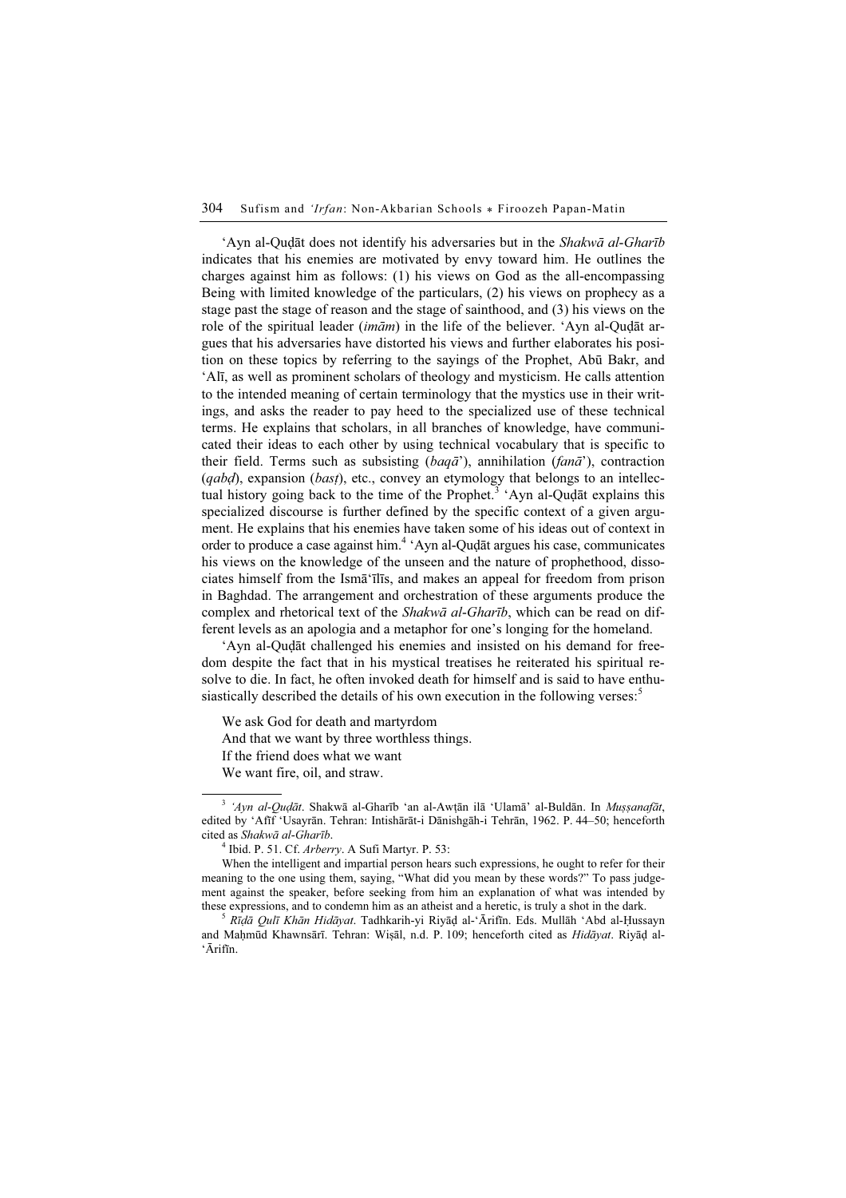ʻAyn al-Quḍāt does not identify his adversaries but in the *Shakwā al-Gharīb* indicates that his enemies are motivated by envy toward him. He outlines the charges against him as follows: (1) his views on God as the all-encompassing Being with limited knowledge of the particulars, (2) his views on prophecy as a stage past the stage of reason and the stage of sainthood, and (3) his views on the role of the spiritual leader (*imām*) in the life of the believer. ʻAyn al-Quḍāt argues that his adversaries have distorted his views and further elaborates his position on these topics by referring to the sayings of the Prophet, Abū Bakr, and ʻAlī, as well as prominent scholars of theology and mysticism. He calls attention to the intended meaning of certain terminology that the mystics use in their writings, and asks the reader to pay heed to the specialized use of these technical terms. He explains that scholars, in all branches of knowledge, have communicated their ideas to each other by using technical vocabulary that is specific to their field. Terms such as subsisting (*baqā*ʼ), annihilation (*fanā*ʼ), contraction (*qabḍ*), expansion (*basṭ*), etc., convey an etymology that belongs to an intellectual history going back to the time of the Prophet.[3] ʻAyn al-Quḍāt explains this specialized discourse is further defined by the specific context of a given argument. He explains that his enemies have taken some of his ideas out of context in order to produce a case against him.[4] ʻAyn al-Quḍāt argues his case, communicates his views on the knowledge of the unseen and the nature of prophethood, dissociates himself from the Ismāʻīlīs, and makes an appeal for freedom from prison in Baghdad. The arrangement and orchestration of these arguments produce the complex and rhetorical text of the *Shakwā al-Gharīb*, which can be read on different levels as an apologia and a metaphor for one's longing for the homeland.

ʻAyn al-Quḍāt challenged his enemies and insisted on his demand for freedom despite the fact that in his mystical treatises he reiterated his spiritual resolve to die. In fact, he often invoked death for himself and is said to have enthusiastically described the details of his own execution in the following verses:[5]

> We ask God for death and martyrdom
> And that we want by three worthless things.
> If the friend does what we want
> We want fire, oil, and straw.

---

[3] *ʻAyn al-Quḍāt*. Shakwā al-Gharīb ʻan al-Awṭān ilā ʻUlamāʼ al-Buldān. In *Muṣṣanafāt*, edited by ʻAfīf ʻUsayrān. Tehran: Intishārāt-i Dānishgāh-i Tehrān, 1962. P. 44–50; henceforth cited as *Shakwā al-Gharīb*.

[4] Ibid. P. 51. Cf. *Arberry*. A Sufi Martyr. P. 53:

When the intelligent and impartial person hears such expressions, he ought to refer for their meaning to the one using them, saying, "What did you mean by these words?" To pass judgement against the speaker, before seeking from him an explanation of what was intended by these expressions, and to condemn him as an atheist and a heretic, is truly a shot in the dark.

[5] *Riḍā Qulī Khān Hidāyat*. Tadhkarih-yi Riyāḍ al-ʻĀrifīn. Eds. Mullāh ʻAbd al-Ḥussayn and Maḥmūd Khawnsārī. Tehran: Wiṣāl, n.d. P. 109; henceforth cited as *Hidāyat*. Riyāḍ al-ʻĀrifīn.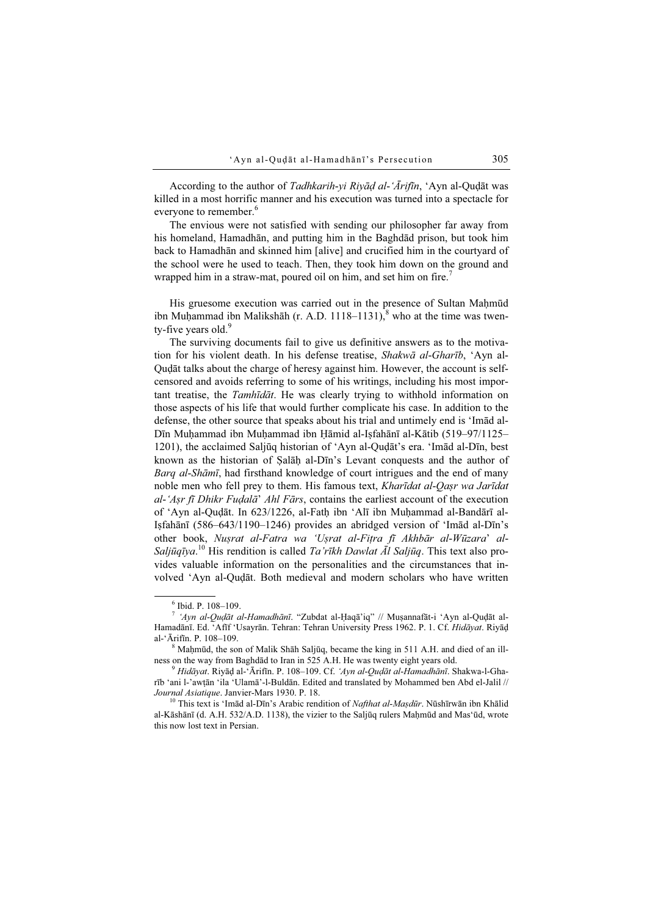According to the author of *Tadhkarih-yi Riyāḍ al-'Ārifīn*, 'Ayn al-Quḍāt was killed in a most horrific manner and his execution was turned into a spectacle for everyone to remember.[6]

> The envious were not satisfied with sending our philosopher far away from his homeland, Hamadhān, and putting him in the Baghdād prison, but took him back to Hamadhān and skinned him [alive] and crucified him in the courtyard of the school were he used to teach. Then, they took him down on the ground and wrapped him in a straw-mat, poured oil on him, and set him on fire.[7]

His gruesome execution was carried out in the presence of Sultan Maḥmūd ibn Muḥammad ibn Malikshāh (r. A.D. 1118–1131),[8] who at the time was twenty-five years old.[9]

The surviving documents fail to give us definitive answers as to the motivation for his violent death. In his defense treatise, *Shakwā al-Gharīb*, 'Ayn al-Quḍāt talks about the charge of heresy against him. However, the account is self-censored and avoids referring to some of his writings, including his most important treatise, the *Tamhīdāt*. He was clearly trying to withhold information on those aspects of his life that would further complicate his case. In addition to the defense, the other source that speaks about his trial and untimely end is 'Imād al-Dīn Muḥammad ibn Muḥammad ibn Ḥāmid al-Iṣfahānī al-Kātib (519–97/1125–1201), the acclaimed Saljūq historian of 'Ayn al-Quḍāt's era. 'Imād al-Dīn, best known as the historian of Ṣalāḥ al-Dīn's Levant conquests and the author of *Barq al-Shāmī*, had firsthand knowledge of court intrigues and the end of many noble men who fell prey to them. His famous text, *Kharīdat al-Qaṣr wa Jarīdat al-'Aṣr fī Dhikr Fuḍalā' Ahl Fārs*, contains the earliest account of the execution of 'Ayn al-Quḍāt. In 623/1226, al-Fatḥ ibn 'Alī ibn Muḥammad al-Bandārī al-Iṣfahānī (586–643/1190–1246) provides an abridged version of 'Imād al-Dīn's other book, *Nuṣrat al-Fatra wa 'Uṣrat al-Fiṭra fī Akhbār al-Wūzara' al-Saljūqīya*.[10] His rendition is called *Ta'rīkh Dawlat Āl Saljūq*. This text also provides valuable information on the personalities and the circumstances that involved 'Ayn al-Quḍāt. Both medieval and modern scholars who have written

---

[6] Ibid. P. 108–109.

[7] *'Ayn al-Quḍāt al-Hamadhānī*. "Zubdat al-Ḥaqā'iq" // Muṣannafāt-i 'Ayn al-Quḍāt al-Hamadānī. Ed. 'Afīf 'Usayrān. Tehran: Tehran University Press 1962. P. 1. Cf. *Hidāyat*. Riyāḍ al-'Ārifīn. P. 108–109.

[8] Maḥmūd, the son of Malik Shāh Saljūq, became the king in 511 A.H. and died of an illness on the way from Baghdād to Iran in 525 A.H. He was twenty eight years old.

[9] *Hidāyat*. Riyāḍ al-'Ārifīn. P. 108–109. Cf. *'Ayn al-Quḍāt al-Hamadhānī*. Shakwa-l-Gharīb 'ani l-'awṭān 'ila 'Ulamā'-l-Buldān. Edited and translated by Mohammed ben Abd el-Jalil // *Journal Asiatique*. Janvier-Mars 1930. P. 18.

[10] This text is 'Imād al-Dīn's Arabic rendition of *Nafthat al-Maṣdūr*. Nūshīrwān ibn Khālid al-Kāshānī (d. A.H. 532/A.D. 1138), the vizier to the Saljūq rulers Maḥmūd and Mas'ūd, wrote this now lost text in Persian.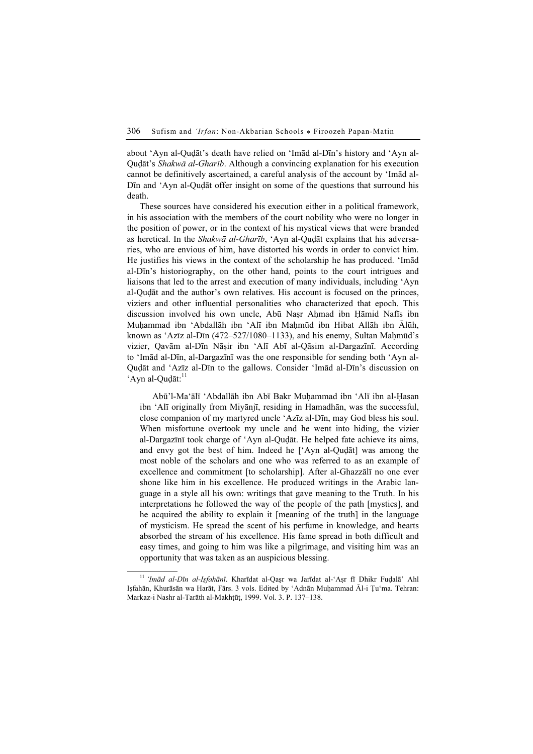about ‘Ayn al-Quḍāt’s death have relied on ‘Imād al-Dīn’s history and ‘Ayn al-Quḍāt’s *Shakwā al-Gharīb*. Although a convincing explanation for his execution cannot be definitively ascertained, a careful analysis of the account by ‘Imād al-Dīn and ‘Ayn al-Quḍāt offer insight on some of the questions that surround his death.

These sources have considered his execution either in a political framework, in his association with the members of the court nobility who were no longer in the position of power, or in the context of his mystical views that were branded as heretical. In the *Shakwā al-Gharīb*, ‘Ayn al-Quḍāt explains that his adversaries, who are envious of him, have distorted his words in order to convict him. He justifies his views in the context of the scholarship he has produced. ‘Imād al-Dīn’s historiography, on the other hand, points to the court intrigues and liaisons that led to the arrest and execution of many individuals, including ‘Ayn al-Quḍāt and the author’s own relatives. His account is focused on the princes, viziers and other influential personalities who characterized that epoch. This discussion involved his own uncle, Abū Naṣr Aḥmad ibn Ḥāmid Nafīs ibn Muḥammad ibn ‘Abdallāh ibn ‘Alī ibn Maḥmūd ibn Hibat Allāh ibn Ālūh, known as ‘Azīz al-Dīn (472–527/1080–1133), and his enemy, Sultan Maḥmūd’s vizier, Qavām al-Dīn Nāṣir ibn ‘Alī Abī al-Qāsim al-Dargazīnī. According to ‘Imād al-Dīn, al-Dargazīnī was the one responsible for sending both ‘Ayn al-Quḍāt and ‘Azīz al-Dīn to the gallows. Consider ‘Imād al-Dīn’s discussion on ‘Ayn al-Quḍāt:[11]

> Abū’l-Ma‘ālī ‘Abdallāh ibn Abī Bakr Muḥammad ibn ‘Alī ibn al-Ḥasan ibn ‘Alī originally from Miyānjī, residing in Hamadhān, was the successful, close companion of my martyred uncle ‘Azīz al-Dīn, may God bless his soul. When misfortune overtook my uncle and he went into hiding, the vizier al-Dargazīnī took charge of ‘Ayn al-Quḍāt. He helped fate achieve its aims, and envy got the best of him. Indeed he [‘Ayn al-Quḍāt] was among the most noble of the scholars and one who was referred to as an example of excellence and commitment [to scholarship]. After al-Ghazzālī no one ever shone like him in his excellence. He produced writings in the Arabic language in a style all his own: writings that gave meaning to the Truth. In his interpretations he followed the way of the people of the path [mystics], and he acquired the ability to explain it [meaning of the truth] in the language of mysticism. He spread the scent of his perfume in knowledge, and hearts absorbed the stream of his excellence. His fame spread in both difficult and easy times, and going to him was like a pilgrimage, and visiting him was an opportunity that was taken as an auspicious blessing.

[11] *‘Imād al-Dīn al-Iṣfahānī*. Kharīdat al-Qaṣr wa Jarīdat al-‘Aṣr fī Dhikr Fuḍalā’ Ahl Iṣfahān, Khurāsān wa Harāt, Fārs. 3 vols. Edited by ‘Adnān Muḥammad Āl-i Ṭu‘ma. Tehran: Markaz-i Nashr al-Tarāth al-Makhṭūṭ, 1999. Vol. 3. P. 137–138.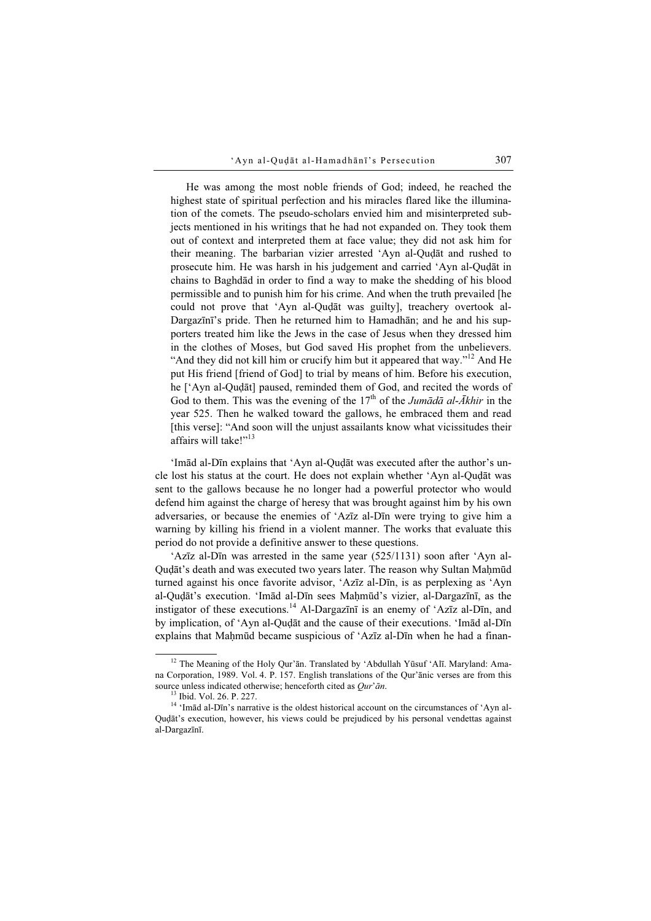> He was among the most noble friends of God; indeed, he reached the highest state of spiritual perfection and his miracles flared like the illumination of the comets. The pseudo-scholars envied him and misinterpreted subjects mentioned in his writings that he had not expanded on. They took them out of context and interpreted them at face value; they did not ask him for their meaning. The barbarian vizier arrested 'Ayn al-Quḍāt and rushed to prosecute him. He was harsh in his judgement and carried 'Ayn al-Quḍāt in chains to Baghdād in order to find a way to make the shedding of his blood permissible and to punish him for his crime. And when the truth prevailed [he could not prove that 'Ayn al-Quḍāt was guilty], treachery overtook al-Dargazīnī's pride. Then he returned him to Hamadhān; and he and his supporters treated him like the Jews in the case of Jesus when they dressed him in the clothes of Moses, but God saved His prophet from the unbelievers. "And they did not kill him or crucify him but it appeared that way."[12] And He put His friend [friend of God] to trial by means of him. Before his execution, he ['Ayn al-Quḍāt] paused, reminded them of God, and recited the words of God to them. This was the evening of the 17th of the *Jumādā al-Ākhir* in the year 525. Then he walked toward the gallows, he embraced them and read [this verse]: "And soon will the unjust assailants know what vicissitudes their affairs will take!"[13]

'Imād al-Dīn explains that 'Ayn al-Quḍāt was executed after the author's uncle lost his status at the court. He does not explain whether 'Ayn al-Quḍāt was sent to the gallows because he no longer had a powerful protector who would defend him against the charge of heresy that was brought against him by his own adversaries, or because the enemies of 'Azīz al-Dīn were trying to give him a warning by killing his friend in a violent manner. The works that evaluate this period do not provide a definitive answer to these questions.

'Azīz al-Dīn was arrested in the same year (525/1131) soon after 'Ayn al-Quḍāt's death and was executed two years later. The reason why Sultan Maḥmūd turned against his once favorite advisor, 'Azīz al-Dīn, is as perplexing as 'Ayn al-Quḍāt's execution. 'Imād al-Dīn sees Maḥmūd's vizier, al-Dargazīnī, as the instigator of these executions.[14] Al-Dargazīnī is an enemy of 'Azīz al-Dīn, and by implication, of 'Ayn al-Quḍāt and the cause of their executions. 'Imād al-Dīn explains that Maḥmūd became suspicious of 'Azīz al-Dīn when he had a finan-

---

[12] The Meaning of the Holy Qur'ān. Translated by 'Abdullah Yūsuf 'Alī. Maryland: Amana Corporation, 1989. Vol. 4. P. 157. English translations of the Qur'ānic verses are from this source unless indicated otherwise; henceforth cited as *Qur'ān*.

[13] Ibid. Vol. 26. P. 227.

[14] 'Imād al-Dīn's narrative is the oldest historical account on the circumstances of 'Ayn al-Quḍāt's execution, however, his views could be prejudiced by his personal vendettas against al-Dargazīnī.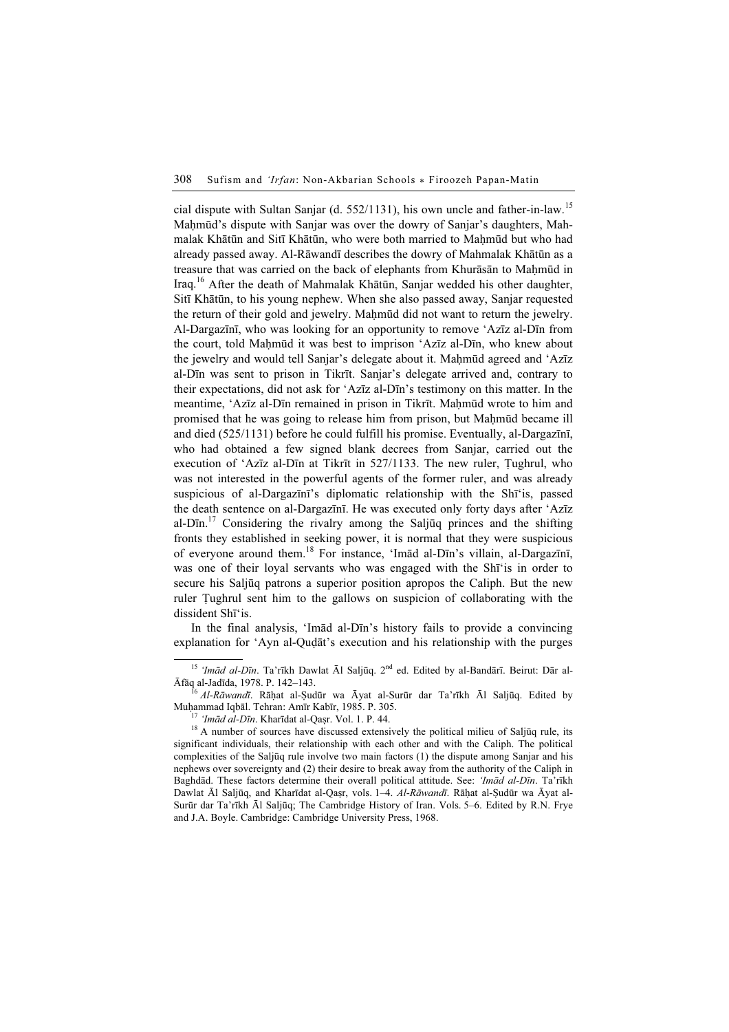cial dispute with Sultan Sanjar (d. 552/1131), his own uncle and father-in-law.[15] Maḥmūd's dispute with Sanjar was over the dowry of Sanjar's daughters, Mahmalak Khātūn and Sitī Khātūn, who were both married to Maḥmūd but who had already passed away. Al-Rāwandī describes the dowry of Mahmalak Khātūn as a treasure that was carried on the back of elephants from Khurāsān to Maḥmūd in Iraq.[16] After the death of Mahmalak Khātūn, Sanjar wedded his other daughter, Sitī Khātūn, to his young nephew. When she also passed away, Sanjar requested the return of their gold and jewelry. Maḥmūd did not want to return the jewelry. Al-Dargazīnī, who was looking for an opportunity to remove 'Azīz al-Dīn from the court, told Maḥmūd it was best to imprison 'Azīz al-Dīn, who knew about the jewelry and would tell Sanjar's delegate about it. Maḥmūd agreed and 'Azīz al-Dīn was sent to prison in Tikrīt. Sanjar's delegate arrived and, contrary to their expectations, did not ask for 'Azīz al-Dīn's testimony on this matter. In the meantime, 'Azīz al-Dīn remained in prison in Tikrīt. Maḥmūd wrote to him and promised that he was going to release him from prison, but Maḥmūd became ill and died (525/1131) before he could fulfill his promise. Eventually, al-Dargazīnī, who had obtained a few signed blank decrees from Sanjar, carried out the execution of 'Azīz al-Dīn at Tikrīt in 527/1133. The new ruler, Ṭughrul, who was not interested in the powerful agents of the former ruler, and was already suspicious of al-Dargazīnī's diplomatic relationship with the Shī'is, passed the death sentence on al-Dargazīnī. He was executed only forty days after 'Azīz al-Dīn.[17] Considering the rivalry among the Saljūq princes and the shifting fronts they established in seeking power, it is normal that they were suspicious of everyone around them.[18] For instance, 'Imād al-Dīn's villain, al-Dargazīnī, was one of their loyal servants who was engaged with the Shī'is in order to secure his Saljūq patrons a superior position apropos the Caliph. But the new ruler Ṭughrul sent him to the gallows on suspicion of collaborating with the dissident Shī'is.

In the final analysis, 'Imād al-Dīn's history fails to provide a convincing explanation for 'Ayn al-Quḍāt's execution and his relationship with the purges

---

[15] *'Imād al-Dīn*. Ta'rīkh Dawlat Āl Saljūq. 2nd ed. Edited by al-Bandārī. Beirut: Dār al-Āfāq al-Jadīda, 1978. P. 142–143.

[16] *Al-Rāwandī*. Rāḥat al-Ṣudūr wa Āyat al-Surūr dar Ta'rīkh Āl Saljūq. Edited by Muḥammad Iqbāl. Tehran: Amīr Kabīr, 1985. P. 305.

[17] *'Imād al-Dīn*. Kharīdat al-Qaṣr. Vol. 1. P. 44.

[18] A number of sources have discussed extensively the political milieu of Saljūq rule, its significant individuals, their relationship with each other and with the Caliph. The political complexities of the Saljūq rule involve two main factors (1) the dispute among Sanjar and his nephews over sovereignty and (2) their desire to break away from the authority of the Caliph in Baghdād. These factors determine their overall political attitude. See: *'Imād al-Dīn*. Ta'rīkh Dawlat Āl Saljūq, and Kharīdat al-Qaṣr, vols. 1–4. *Al-Rāwandī*. Rāḥat al-Ṣudūr wa Āyat al-Surūr dar Ta'rīkh Āl Saljūq; The Cambridge History of Iran. Vols. 5–6. Edited by R.N. Frye and J.A. Boyle. Cambridge: Cambridge University Press, 1968.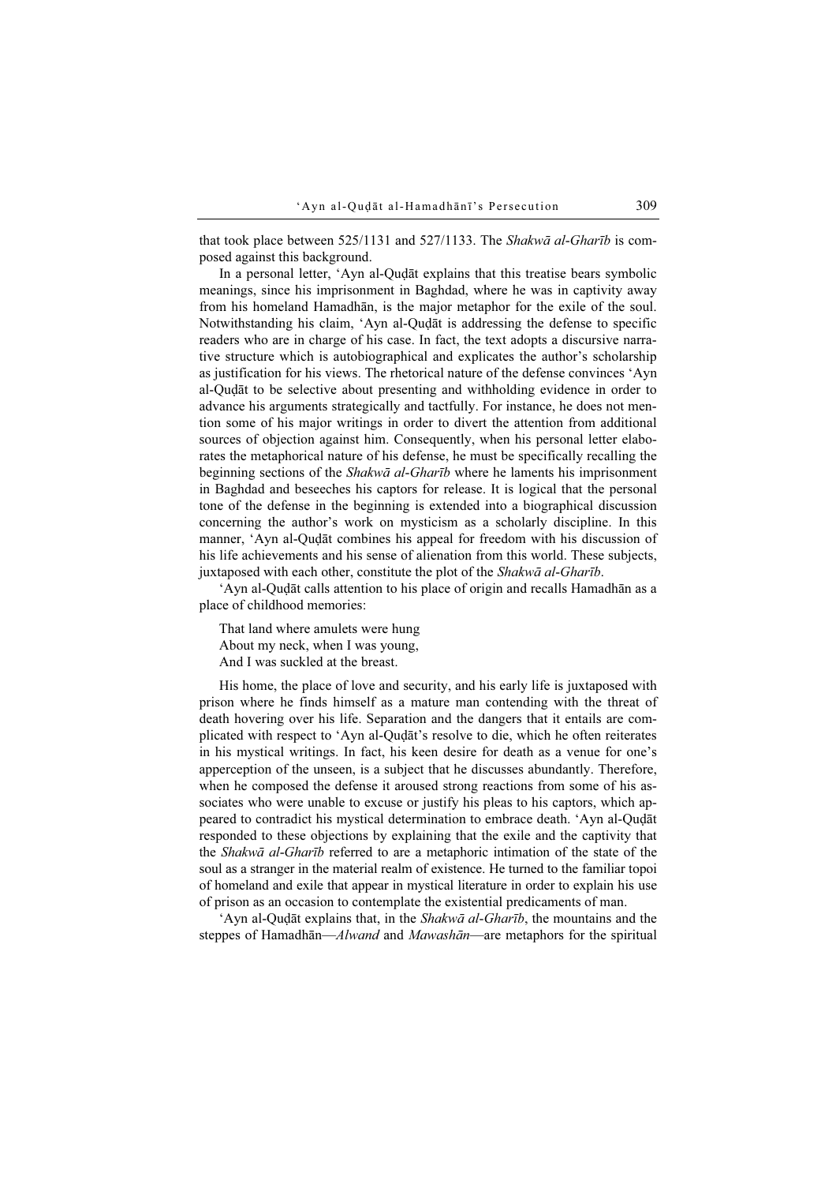that took place between 525/1131 and 527/1133. The *Shakwā al-Gharīb* is composed against this background.

In a personal letter, 'Ayn al-Quḍāt explains that this treatise bears symbolic meanings, since his imprisonment in Baghdad, where he was in captivity away from his homeland Hamadhān, is the major metaphor for the exile of the soul. Notwithstanding his claim, 'Ayn al-Quḍāt is addressing the defense to specific readers who are in charge of his case. In fact, the text adopts a discursive narrative structure which is autobiographical and explicates the author's scholarship as justification for his views. The rhetorical nature of the defense convinces 'Ayn al-Quḍāt to be selective about presenting and withholding evidence in order to advance his arguments strategically and tactfully. For instance, he does not mention some of his major writings in order to divert the attention from additional sources of objection against him. Consequently, when his personal letter elaborates the metaphorical nature of his defense, he must be specifically recalling the beginning sections of the *Shakwā al-Gharīb* where he laments his imprisonment in Baghdad and beseeches his captors for release. It is logical that the personal tone of the defense in the beginning is extended into a biographical discussion concerning the author's work on mysticism as a scholarly discipline. In this manner, 'Ayn al-Quḍāt combines his appeal for freedom with his discussion of his life achievements and his sense of alienation from this world. These subjects, juxtaposed with each other, constitute the plot of the *Shakwā al-Gharīb*.

'Ayn al-Quḍāt calls attention to his place of origin and recalls Hamadhān as a place of childhood memories:

> That land where amulets were hung
> About my neck, when I was young,
> And I was suckled at the breast.

His home, the place of love and security, and his early life is juxtaposed with prison where he finds himself as a mature man contending with the threat of death hovering over his life. Separation and the dangers that it entails are complicated with respect to 'Ayn al-Quḍāt's resolve to die, which he often reiterates in his mystical writings. In fact, his keen desire for death as a venue for one's apperception of the unseen, is a subject that he discusses abundantly. Therefore, when he composed the defense it aroused strong reactions from some of his associates who were unable to excuse or justify his pleas to his captors, which appeared to contradict his mystical determination to embrace death. 'Ayn al-Quḍāt responded to these objections by explaining that the exile and the captivity that the *Shakwā al-Gharīb* referred to are a metaphoric intimation of the state of the soul as a stranger in the material realm of existence. He turned to the familiar topoi of homeland and exile that appear in mystical literature in order to explain his use of prison as an occasion to contemplate the existential predicaments of man.

'Ayn al-Quḍāt explains that, in the *Shakwā al-Gharīb*, the mountains and the steppes of Hamadhān—*Alwand* and *Mawashān*—are metaphors for the spiritual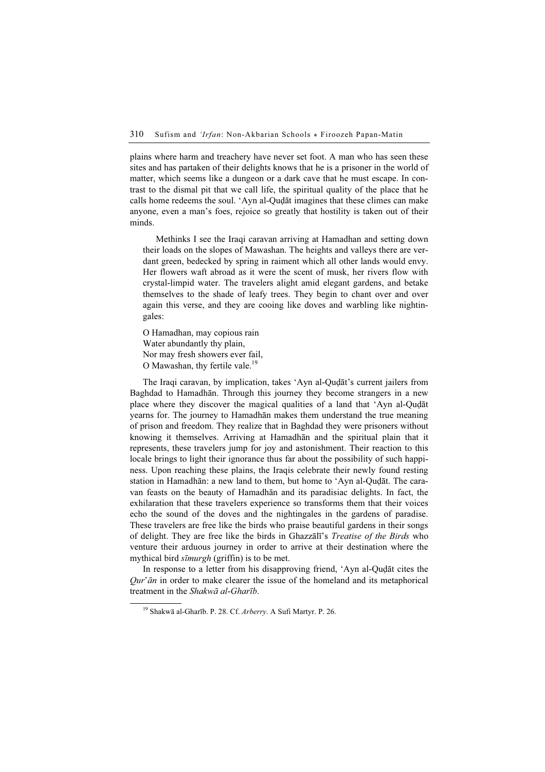plains where harm and treachery have never set foot. A man who has seen these sites and has partaken of their delights knows that he is a prisoner in the world of matter, which seems like a dungeon or a dark cave that he must escape. In contrast to the dismal pit that we call life, the spiritual quality of the place that he calls home redeems the soul. ʻAyn al-Quḍāt imagines that these climes can make anyone, even a man's foes, rejoice so greatly that hostility is taken out of their minds.

> Methinks I see the Iraqi caravan arriving at Hamadhan and setting down their loads on the slopes of Mawashan. The heights and valleys there are verdant green, bedecked by spring in raiment which all other lands would envy. Her flowers waft abroad as it were the scent of musk, her rivers flow with crystal-limpid water. The travelers alight amid elegant gardens, and betake themselves to the shade of leafy trees. They begin to chant over and over again this verse, and they are cooing like doves and warbling like nightingales:
>
> O Hamadhan, may copious rain  
> Water abundantly thy plain,  
> Nor may fresh showers ever fail,  
> O Mawashan, thy fertile vale.[19]

The Iraqi caravan, by implication, takes ʻAyn al-Quḍāt's current jailers from Baghdad to Hamadhān. Through this journey they become strangers in a new place where they discover the magical qualities of a land that ʻAyn al-Quḍāt yearns for. The journey to Hamadhān makes them understand the true meaning of prison and freedom. They realize that in Baghdad they were prisoners without knowing it themselves. Arriving at Hamadhān and the spiritual plain that it represents, these travelers jump for joy and astonishment. Their reaction to this locale brings to light their ignorance thus far about the possibility of such happiness. Upon reaching these plains, the Iraqis celebrate their newly found resting station in Hamadhān: a new land to them, but home to ʻAyn al-Quḍāt. The caravan feasts on the beauty of Hamadhān and its paradisiac delights. In fact, the exhilaration that these travelers experience so transforms them that their voices echo the sound of the doves and the nightingales in the gardens of paradise. These travelers are free like the birds who praise beautiful gardens in their songs of delight. They are free like the birds in Ghazzālī's *Treatise of the Birds* who venture their arduous journey in order to arrive at their destination where the mythical bird *sīmurgh* (griffin) is to be met.

In response to a letter from his disapproving friend, ʻAyn al-Quḍāt cites the *Qur'ān* in order to make clearer the issue of the homeland and its metaphorical treatment in the *Shakwā al-Gharīb*.

[19] Shakwā al-Gharīb. P. 28. Cf. *Arberry*. A Sufi Martyr. P. 26.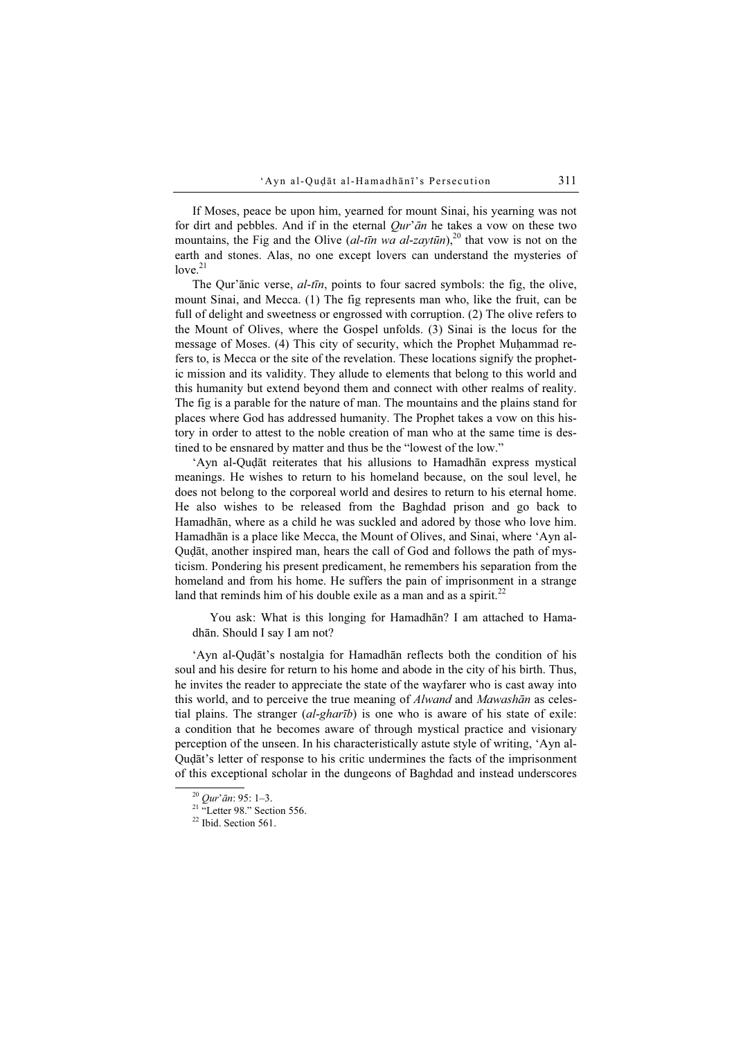If Moses, peace be upon him, yearned for mount Sinai, his yearning was not for dirt and pebbles. And if in the eternal *Qur'ān* he takes a vow on these two mountains, the Fig and the Olive (*al-tīn wa al-zaytūn*),[20] that vow is not on the earth and stones. Alas, no one except lovers can understand the mysteries of love.[21]

The Qur'ānic verse, *al-tīn*, points to four sacred symbols: the fig, the olive, mount Sinai, and Mecca. (1) The fig represents man who, like the fruit, can be full of delight and sweetness or engrossed with corruption. (2) The olive refers to the Mount of Olives, where the Gospel unfolds. (3) Sinai is the locus for the message of Moses. (4) This city of security, which the Prophet Muḥammad refers to, is Mecca or the site of the revelation. These locations signify the prophetic mission and its validity. They allude to elements that belong to this world and this humanity but extend beyond them and connect with other realms of reality. The fig is a parable for the nature of man. The mountains and the plains stand for places where God has addressed humanity. The Prophet takes a vow on this history in order to attest to the noble creation of man who at the same time is destined to be ensnared by matter and thus be the "lowest of the low."

'Ayn al-Quḍāt reiterates that his allusions to Hamadhān express mystical meanings. He wishes to return to his homeland because, on the soul level, he does not belong to the corporeal world and desires to return to his eternal home. He also wishes to be released from the Baghdad prison and go back to Hamadhān, where as a child he was suckled and adored by those who love him. Hamadhān is a place like Mecca, the Mount of Olives, and Sinai, where 'Ayn al-Quḍāt, another inspired man, hears the call of God and follows the path of mysticism. Pondering his present predicament, he remembers his separation from the homeland and from his home. He suffers the pain of imprisonment in a strange land that reminds him of his double exile as a man and as a spirit.[22]

> You ask: What is this longing for Hamadhān? I am attached to Hamadhān. Should I say I am not?

'Ayn al-Quḍāt's nostalgia for Hamadhān reflects both the condition of his soul and his desire for return to his home and abode in the city of his birth. Thus, he invites the reader to appreciate the state of the wayfarer who is cast away into this world, and to perceive the true meaning of *Alwand* and *Mawashān* as celestial plains. The stranger (*al-gharīb*) is one who is aware of his state of exile: a condition that he becomes aware of through mystical practice and visionary perception of the unseen. In his characteristically astute style of writing, 'Ayn al-Quḍāt's letter of response to his critic undermines the facts of the imprisonment of this exceptional scholar in the dungeons of Baghdad and instead underscores

---

[20] *Qur'ān*: 95: 1–3.

[21] "Letter 98." Section 556.

[22] Ibid. Section 561.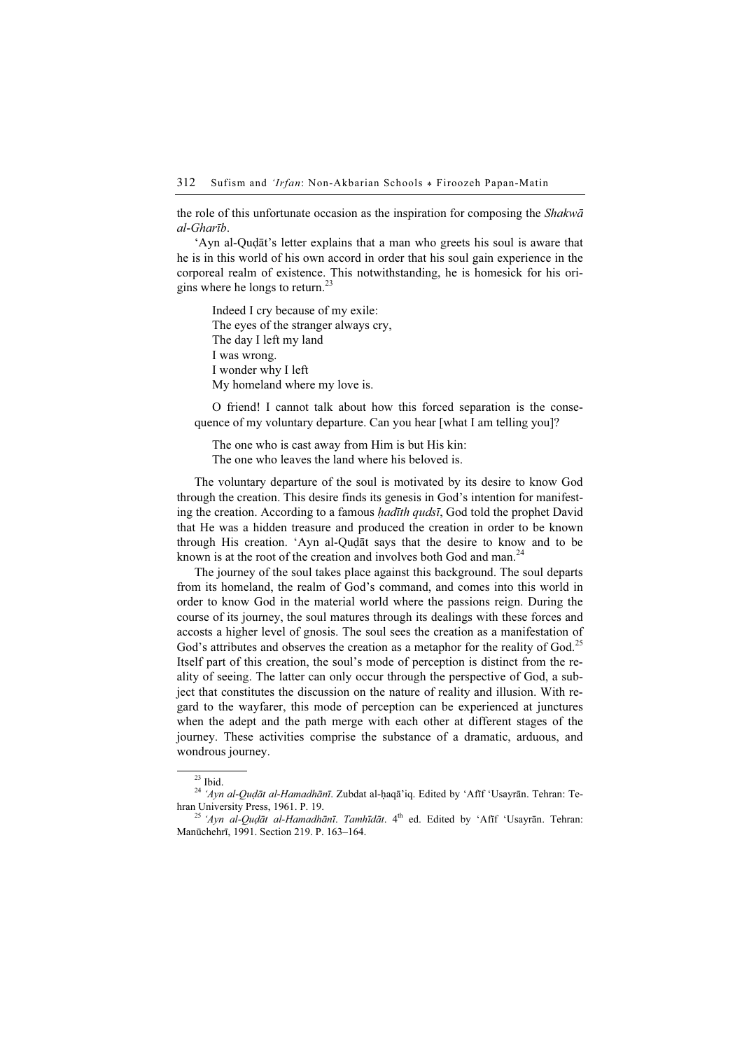the role of this unfortunate occasion as the inspiration for composing the *Shakwā al-Gharīb*.

ʻAyn al-Quḍāt's letter explains that a man who greets his soul is aware that he is in this world of his own accord in order that his soul gain experience in the corporeal realm of existence. This notwithstanding, he is homesick for his origins where he longs to return.[23]

> Indeed I cry because of my exile:
> The eyes of the stranger always cry,
> The day I left my land
> I was wrong.
> I wonder why I left
> My homeland where my love is.

> O friend! I cannot talk about how this forced separation is the consequence of my voluntary departure. Can you hear [what I am telling you]?

> The one who is cast away from Him is but His kin:
> The one who leaves the land where his beloved is.

The voluntary departure of the soul is motivated by its desire to know God through the creation. This desire finds its genesis in God's intention for manifesting the creation. According to a famous *ḥadīth qudsī*, God told the prophet David that He was a hidden treasure and produced the creation in order to be known through His creation. ʻAyn al-Quḍāt says that the desire to know and to be known is at the root of the creation and involves both God and man.[24]

The journey of the soul takes place against this background. The soul departs from its homeland, the realm of God's command, and comes into this world in order to know God in the material world where the passions reign. During the course of its journey, the soul matures through its dealings with these forces and accosts a higher level of gnosis. The soul sees the creation as a manifestation of God's attributes and observes the creation as a metaphor for the reality of God.[25] Itself part of this creation, the soul's mode of perception is distinct from the reality of seeing. The latter can only occur through the perspective of God, a subject that constitutes the discussion on the nature of reality and illusion. With regard to the wayfarer, this mode of perception can be experienced at junctures when the adept and the path merge with each other at different stages of the journey. These activities comprise the substance of a dramatic, arduous, and wondrous journey.

---

[23] Ibid.

[24] *ʻAyn al-Quḍāt al-Hamadhānī*. Zubdat al-ḥaqā'iq. Edited by ʻAfīf ʻUsayrān. Tehran: Tehran University Press, 1961. P. 19.

[25] *ʻAyn al-Quḍāt al-Hamadhānī*. *Tamhīdāt*. 4th ed. Edited by ʻAfīf ʻUsayrān. Tehran: Manūchehrī, 1991. Section 219. P. 163–164.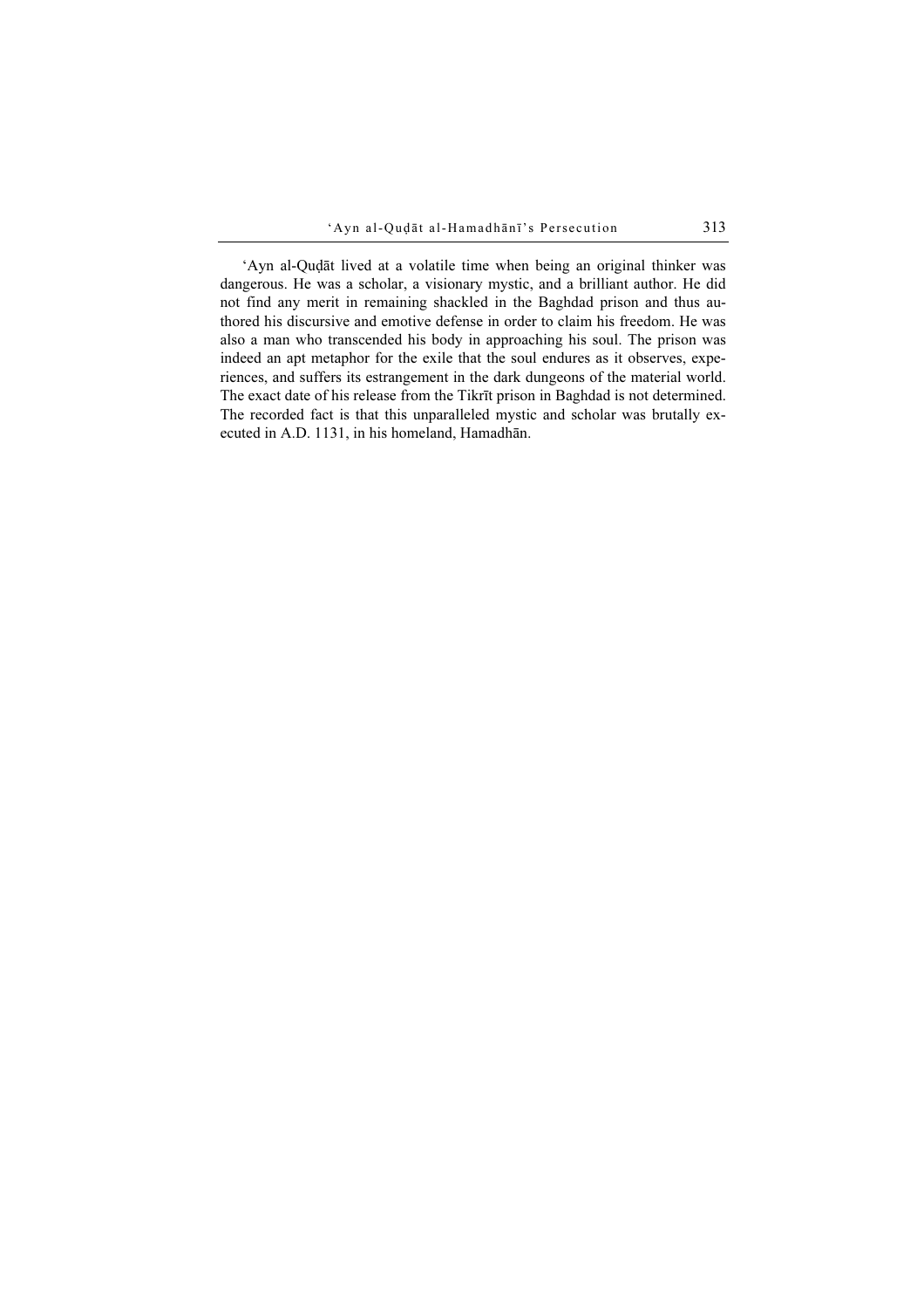'Ayn al-Quḍāt lived at a volatile time when being an original thinker was dangerous. He was a scholar, a visionary mystic, and a brilliant author. He did not find any merit in remaining shackled in the Baghdad prison and thus authored his discursive and emotive defense in order to claim his freedom. He was also a man who transcended his body in approaching his soul. The prison was indeed an apt metaphor for the exile that the soul endures as it observes, experiences, and suffers its estrangement in the dark dungeons of the material world. The exact date of his release from the Tikrīt prison in Baghdad is not determined. The recorded fact is that this unparalleled mystic and scholar was brutally executed in A.D. 1131, in his homeland, Hamadhān.